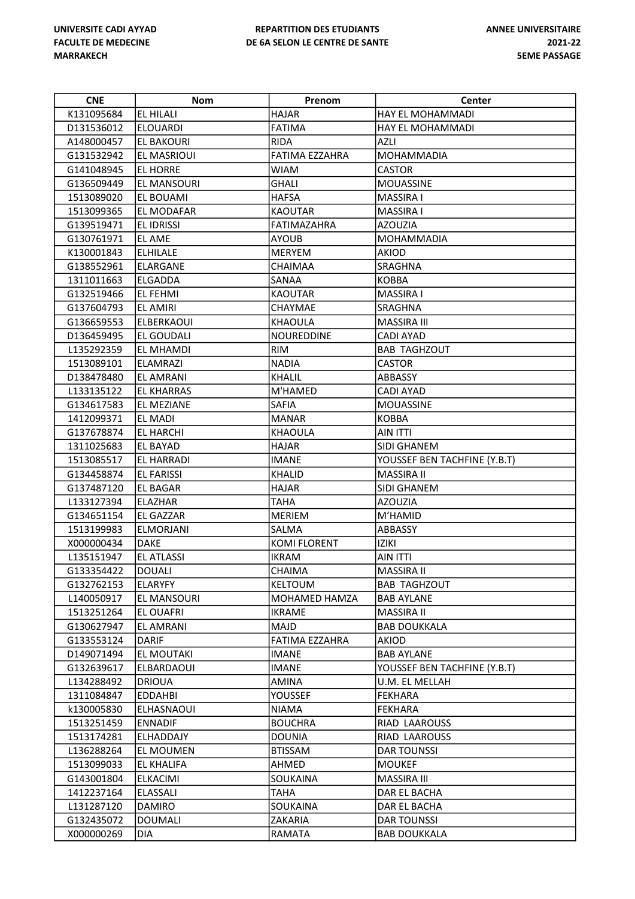UNIVERSITE CADI AYYAD
FACULTE DE MEDECINE
MARRAKECH

REPARTITION DES ETUDIANTS
DE 6A SELON LE CENTRE DE SANTE

ANNEE UNIVERSITAIRE
2021-22
5EME PASSAGE

| CNE | Nom | Prenom | Center |
|---|---|---|---|
| K131095684 | EL HILALI | HAJAR | HAY EL MOHAMMADI |
| D131536012 | ELOUARDI | FATIMA | HAY EL MOHAMMADI |
| A148000457 | EL BAKOURI | RIDA | AZLI |
| G131532942 | EL MASRIOUI | FATIMA EZZAHRA | MOHAMMADIA |
| G141048945 | EL HORRE | WIAM | CASTOR |
| G136509449 | EL MANSOURI | GHALI | MOUASSINE |
| 1513089020 | EL BOUAMI | HAFSA | MASSIRA I |
| 1513099365 | EL MODAFAR | KAOUTAR | MASSIRA I |
| G139519471 | EL IDRISSI | FATIMAZAHRA | AZOUZIA |
| G130761971 | EL AME | AYOUB | MOHAMMADIA |
| K130001843 | ELHILALE | MERYEM | AKIOD |
| G138552961 | ELARGANE | CHAIMAA | SRAGHNA |
| 1311011663 | ELGADDA | SANAA | KOBBA |
| G132519466 | EL FEHMI | KAOUTAR | MASSIRA I |
| G137604793 | EL AMIRI | CHAYMAE | SRAGHNA |
| G136659553 | ELBERKAOUI | KHAOULA | MASSIRA III |
| D136459495 | EL GOUDALI | NOUREDDINE | CADI AYAD |
| L135292359 | EL MHAMDI | RIM | BAB TAGHZOUT |
| 1513089101 | ELAMRAZI | NADIA | CASTOR |
| D138478480 | EL AMRANI | KHALIL | ABBASSY |
| L133135122 | EL KHARRAS | M'HAMED | CADI AYAD |
| G134617583 | EL MEZIANE | SAFIA | MOUASSINE |
| 1412099371 | EL MADI | MANAR | KOBBA |
| G137678874 | EL HARCHI | KHAOULA | AIN ITTI |
| 1311025683 | EL BAYAD | HAJAR | SIDI GHANEM |
| 1513085517 | EL HARRADI | IMANE | YOUSSEF BEN TACHFINE (Y.B.T) |
| G134458874 | EL FARISSI | KHALID | MASSIRA II |
| G137487120 | EL BAGAR | HAJAR | SIDI GHANEM |
| L133127394 | ELAZHAR | TAHA | AZOUZIA |
| G134651154 | EL GAZZAR | MERIEM | M'HAMID |
| 1513199983 | ELMORJANI | SALMA | ABBASSY |
| X000000434 | DAKE | KOMI FLORENT | IZIKI |
| L135151947 | EL ATLASSI | IKRAM | AIN ITTI |
| G133354422 | DOUALI | CHAIMA | MASSIRA II |
| G132762153 | ELARYFY | KELTOUM | BAB TAGHZOUT |
| L140050917 | EL MANSOURI | MOHAMED HAMZA | BAB AYLANE |
| 1513251264 | EL OUAFRI | IKRAME | MASSIRA II |
| G130627947 | EL AMRANI | MAJD | BAB DOUKKALA |
| G133553124 | DARIF | FATIMA EZZAHRA | AKIOD |
| D149071494 | EL MOUTAKI | IMANE | BAB AYLANE |
| G132639617 | ELBARDAOUI | IMANE | YOUSSEF BEN TACHFINE (Y.B.T) |
| L134288492 | DRIOUA | AMINA | U.M. EL MELLAH |
| 1311084847 | EDDAHBI | YOUSSEF | FEKHARA |
| k130005830 | ELHASNAOUI | NIAMA | FEKHARA |
| 1513251459 | ENNADIF | BOUCHRA | RIAD LAAROUSS |
| 1513174281 | ELHADDAJY | DOUNIA | RIAD LAAROUSS |
| L136288264 | EL MOUMEN | BTISSAM | DAR TOUNSSI |
| 1513099033 | EL KHALIFA | AHMED | MOUKEF |
| G143001804 | ELKACIMI | SOUKAINA | MASSIRA III |
| 1412237164 | ELASSALI | TAHA | DAR EL BACHA |
| L131287120 | DAMIRO | SOUKAINA | DAR EL BACHA |
| G132435072 | DOUMALI | ZAKARIA | DAR TOUNSSI |
| X000000269 | DIA | RAMATA | BAB DOUKKALA |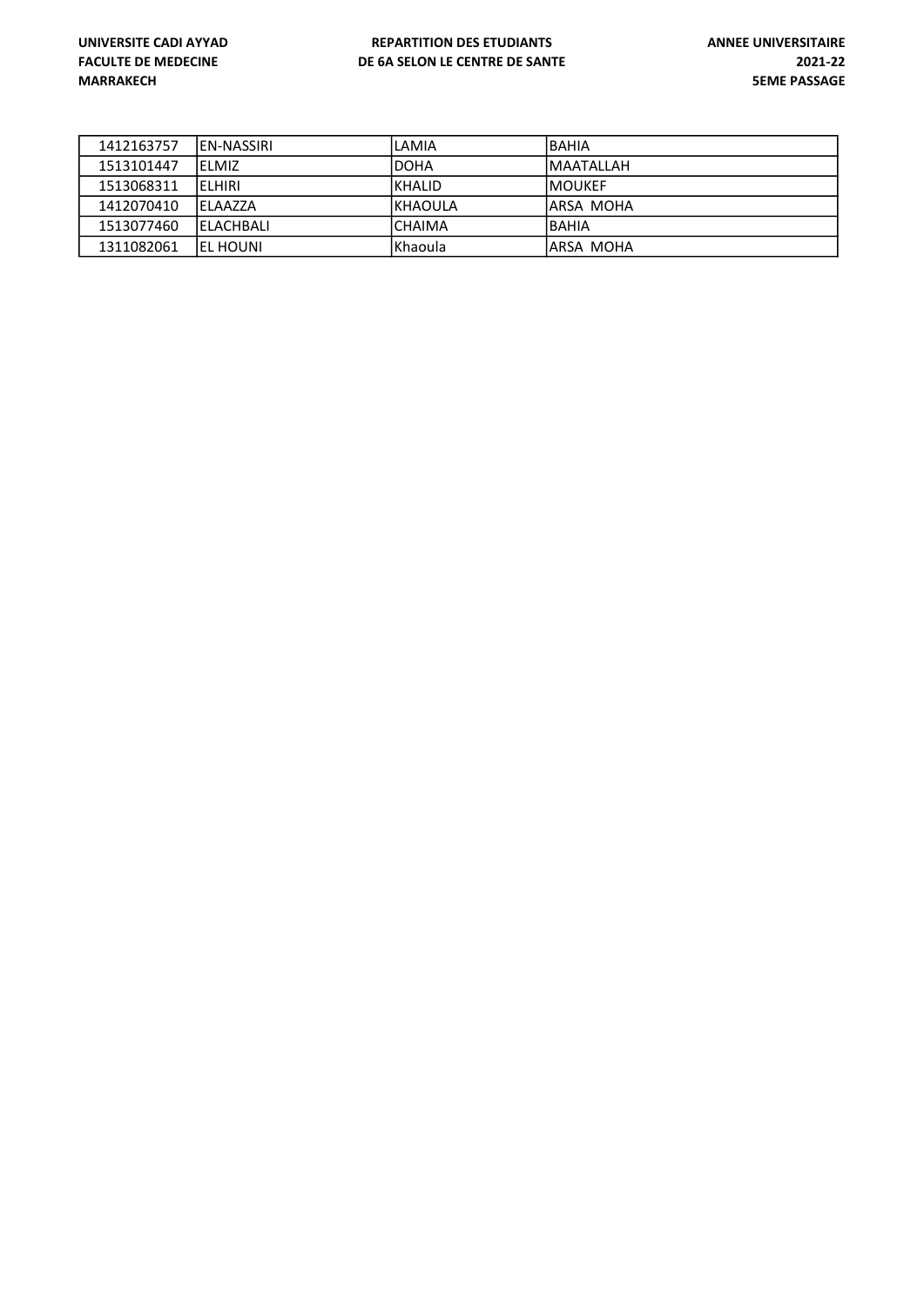| | | | |
|---|---|---|---|
| 1412163757 | EN-NASSIRI | LAMIA | BAHIA |
| 1513101447 | ELMIZ | DOHA | MAATALLAH |
| 1513068311 | ELHIRI | KHALID | MOUKEF |
| 1412070410 | ELAAZZA | KHAOULA | ARSA MOHA |
| 1513077460 | ELACHBALI | CHAIMA | BAHIA |
| 1311082061 | EL HOUNI | Khaoula | ARSA MOHA |